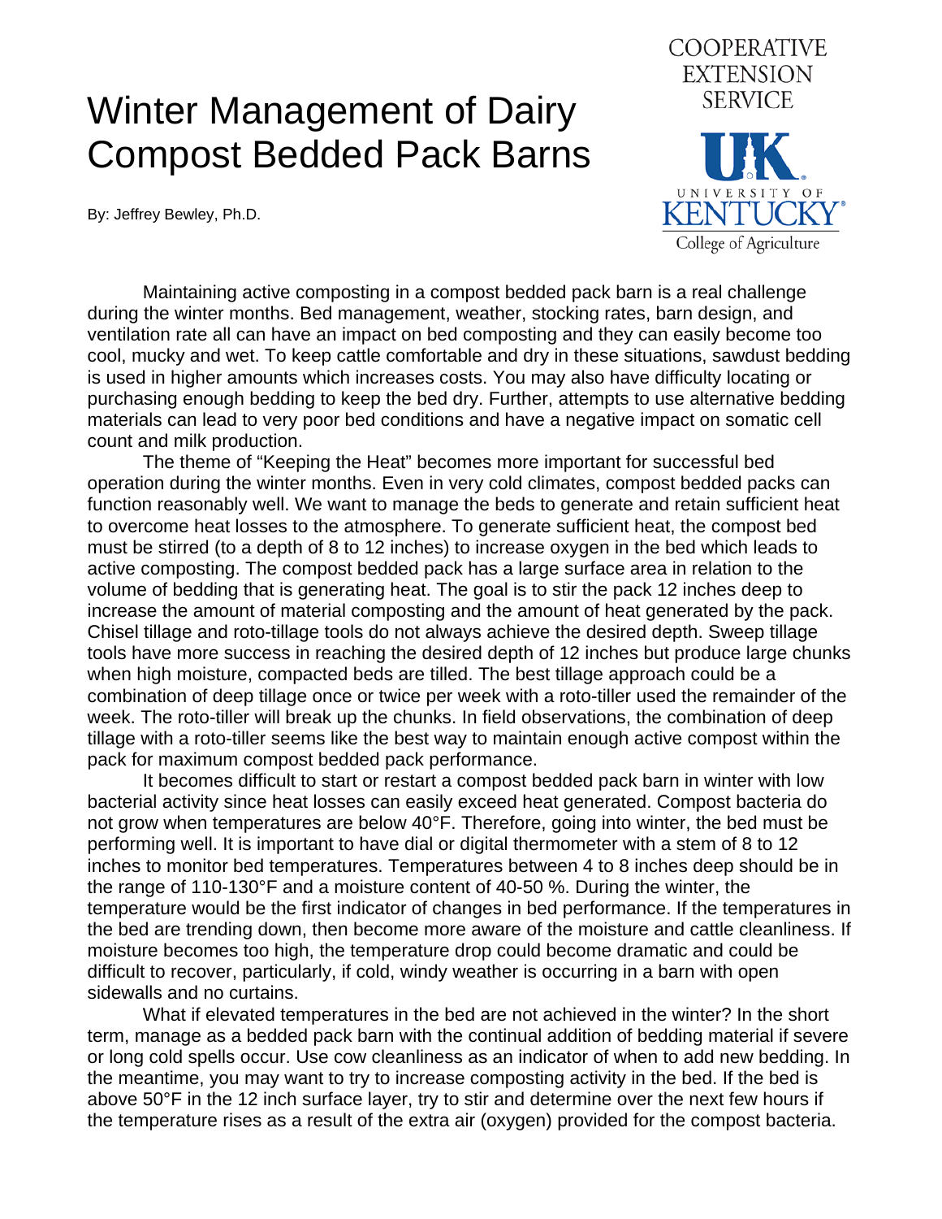# Winter Management of Dairy Compost Bedded Pack Barns

COOPERATIVE EXTENSION SERVICE

UK University of Kentucky College of Agriculture

By: Jeffrey Bewley, Ph.D.

Maintaining active composting in a compost bedded pack barn is a real challenge during the winter months. Bed management, weather, stocking rates, barn design, and ventilation rate all can have an impact on bed composting and they can easily become too cool, mucky and wet. To keep cattle comfortable and dry in these situations, sawdust bedding is used in higher amounts which increases costs. You may also have difficulty locating or purchasing enough bedding to keep the bed dry. Further, attempts to use alternative bedding materials can lead to very poor bed conditions and have a negative impact on somatic cell count and milk production.

The theme of "Keeping the Heat" becomes more important for successful bed operation during the winter months. Even in very cold climates, compost bedded packs can function reasonably well. We want to manage the beds to generate and retain sufficient heat to overcome heat losses to the atmosphere. To generate sufficient heat, the compost bed must be stirred (to a depth of 8 to 12 inches) to increase oxygen in the bed which leads to active composting. The compost bedded pack has a large surface area in relation to the volume of bedding that is generating heat. The goal is to stir the pack 12 inches deep to increase the amount of material composting and the amount of heat generated by the pack. Chisel tillage and roto-tillage tools do not always achieve the desired depth. Sweep tillage tools have more success in reaching the desired depth of 12 inches but produce large chunks when high moisture, compacted beds are tilled. The best tillage approach could be a combination of deep tillage once or twice per week with a roto-tiller used the remainder of the week. The roto-tiller will break up the chunks. In field observations, the combination of deep tillage with a roto-tiller seems like the best way to maintain enough active compost within the pack for maximum compost bedded pack performance.

It becomes difficult to start or restart a compost bedded pack barn in winter with low bacterial activity since heat losses can easily exceed heat generated. Compost bacteria do not grow when temperatures are below 40°F. Therefore, going into winter, the bed must be performing well. It is important to have dial or digital thermometer with a stem of 8 to 12 inches to monitor bed temperatures. Temperatures between 4 to 8 inches deep should be in the range of 110-130°F and a moisture content of 40-50 %. During the winter, the temperature would be the first indicator of changes in bed performance. If the temperatures in the bed are trending down, then become more aware of the moisture and cattle cleanliness. If moisture becomes too high, the temperature drop could become dramatic and could be difficult to recover, particularly, if cold, windy weather is occurring in a barn with open sidewalls and no curtains.

What if elevated temperatures in the bed are not achieved in the winter? In the short term, manage as a bedded pack barn with the continual addition of bedding material if severe or long cold spells occur. Use cow cleanliness as an indicator of when to add new bedding. In the meantime, you may want to try to increase composting activity in the bed. If the bed is above 50°F in the 12 inch surface layer, try to stir and determine over the next few hours if the temperature rises as a result of the extra air (oxygen) provided for the compost bacteria.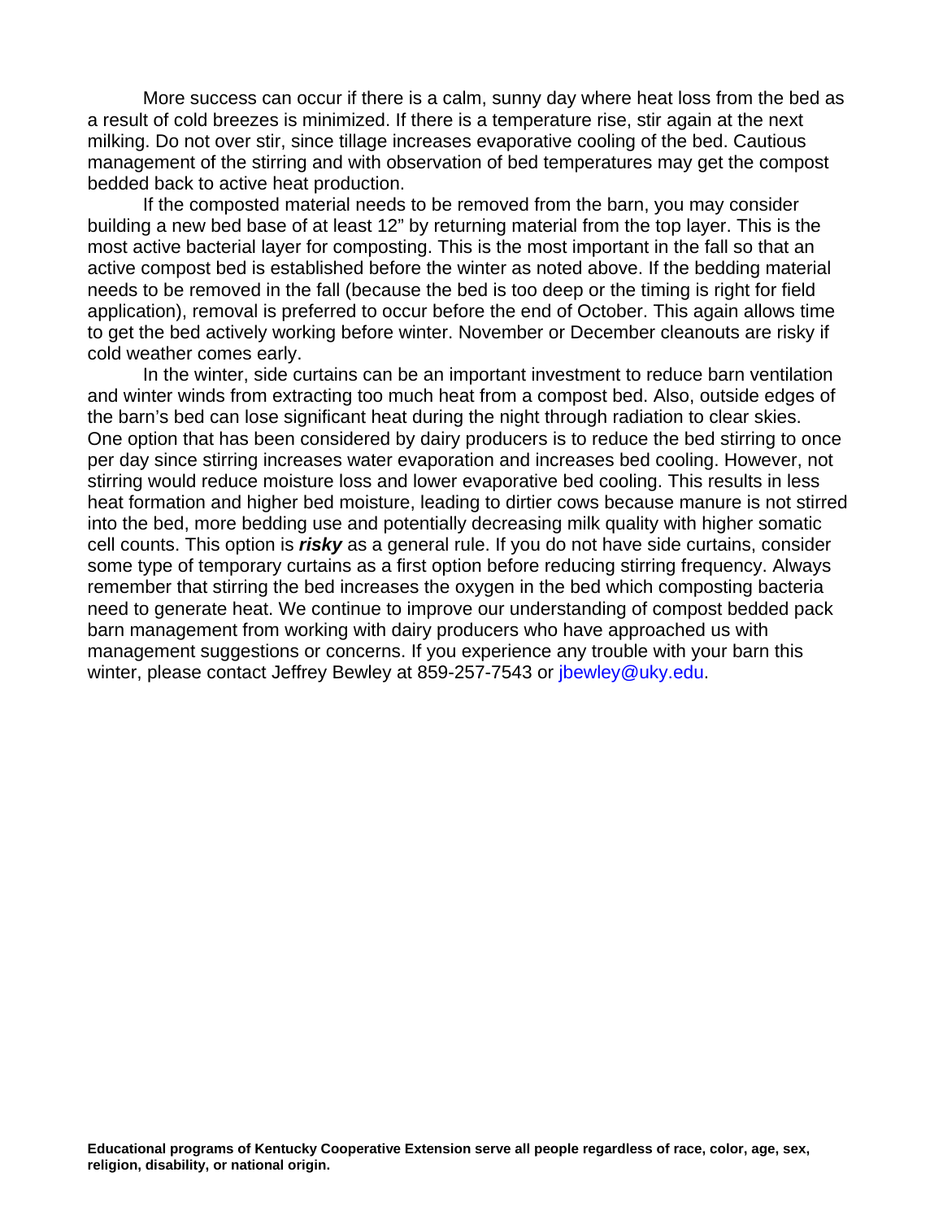More success can occur if there is a calm, sunny day where heat loss from the bed as a result of cold breezes is minimized. If there is a temperature rise, stir again at the next milking. Do not over stir, since tillage increases evaporative cooling of the bed. Cautious management of the stirring and with observation of bed temperatures may get the compost bedded back to active heat production.

If the composted material needs to be removed from the barn, you may consider building a new bed base of at least 12" by returning material from the top layer. This is the most active bacterial layer for composting. This is the most important in the fall so that an active compost bed is established before the winter as noted above. If the bedding material needs to be removed in the fall (because the bed is too deep or the timing is right for field application), removal is preferred to occur before the end of October. This again allows time to get the bed actively working before winter. November or December cleanouts are risky if cold weather comes early.

In the winter, side curtains can be an important investment to reduce barn ventilation and winter winds from extracting too much heat from a compost bed. Also, outside edges of the barn's bed can lose significant heat during the night through radiation to clear skies. One option that has been considered by dairy producers is to reduce the bed stirring to once per day since stirring increases water evaporation and increases bed cooling. However, not stirring would reduce moisture loss and lower evaporative bed cooling. This results in less heat formation and higher bed moisture, leading to dirtier cows because manure is not stirred into the bed, more bedding use and potentially decreasing milk quality with higher somatic cell counts. This option is ***risky*** as a general rule. If you do not have side curtains, consider some type of temporary curtains as a first option before reducing stirring frequency. Always remember that stirring the bed increases the oxygen in the bed which composting bacteria need to generate heat. We continue to improve our understanding of compost bedded pack barn management from working with dairy producers who have approached us with management suggestions or concerns. If you experience any trouble with your barn this winter, please contact Jeffrey Bewley at 859-257-7543 or jbewley@uky.edu.

**Educational programs of Kentucky Cooperative Extension serve all people regardless of race, color, age, sex, religion, disability, or national origin.**